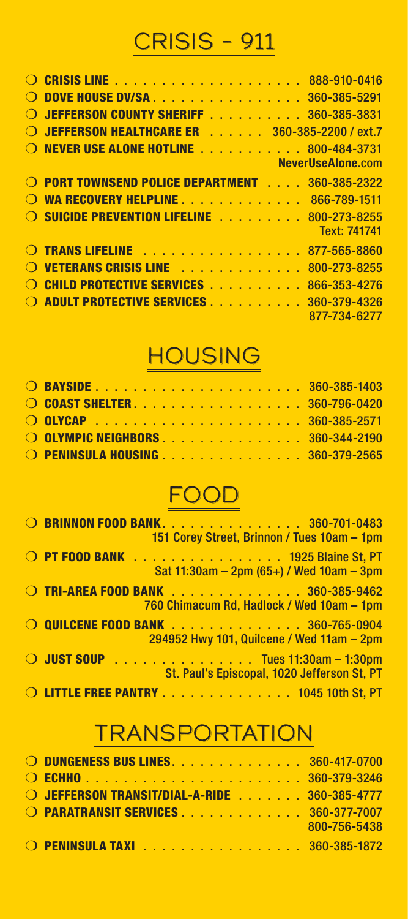# CRISIS - 911

- **CRISIS LINE** . . . . . . . . . . . . . . . . . . . . 888-910-0416
- **DOVE HOUSE DV/SA** . . . . . . . . . . . . . . . . 360-385-5291
- **JEFFERSON COUNTY SHERIFF** . . . . . . . . . . 360-385-3831
- **JEFFERSON HEALTHCARE ER** . . . . . . 360-385-2200 / ext.7
- **NEVER USE ALONE HOTLINE** . . . . . . . . . . . 800-484-3731
  NeverUseAlone.com
- **PORT TOWNSEND POLICE DEPARTMENT** . . . . 360-385-2322
- **WA RECOVERY HELPLINE** . . . . . . . . . . . . . 866-789-1511
- **SUICIDE PREVENTION LIFELINE** . . . . . . . . . 800-273-8255
  Text: 741741
- **TRANS LIFELINE** . . . . . . . . . . . . . . . . . 877-565-8860
- **VETERANS CRISIS LINE** . . . . . . . . . . . . . 800-273-8255
- **CHILD PROTECTIVE SERVICES** . . . . . . . . . . 866-353-4276
- **ADULT PROTECTIVE SERVICES** . . . . . . . . . . 360-379-4326
  877-734-6277

# HOUSING

- **BAYSIDE** . . . . . . . . . . . . . . . . . . . . . 360-385-1403
- **COAST SHELTER** . . . . . . . . . . . . . . . . . 360-796-0420
- **OLYCAP** . . . . . . . . . . . . . . . . . . . . . 360-385-2571
- **OLYMPIC NEIGHBORS** . . . . . . . . . . . . . . . 360-344-2190
- **PENINSULA HOUSING** . . . . . . . . . . . . . . . 360-379-2565

# FOOD

- **BRINNON FOOD BANK** . . . . . . . . . . . . . . . 360-701-0483
  151 Corey Street, Brinnon / Tues 10am – 1pm
- **PT FOOD BANK** . . . . . . . . . . . . . . . . 1925 Blaine St, PT
  Sat 11:30am – 2pm (65+) / Wed 10am – 3pm
- **TRI-AREA FOOD BANK** . . . . . . . . . . . . . . 360-385-9462
  760 Chimacum Rd, Hadlock / Wed 10am – 1pm
- **QUILCENE FOOD BANK** . . . . . . . . . . . . . . 360-765-0904
  294952 Hwy 101, Quilcene / Wed 11am – 2pm
- **JUST SOUP** . . . . . . . . . . . . . . . Tues 11:30am – 1:30pm
  St. Paul's Episcopal, 1020 Jefferson St, PT
- **LITTLE FREE PANTRY** . . . . . . . . . . . . . . 1045 10th St, PT

# TRANSPORTATION

- **DUNGENESS BUS LINES** . . . . . . . . . . . . . . 360-417-0700
- **ECHHO** . . . . . . . . . . . . . . . . . . . . . . 360-379-3246
- **JEFFERSON TRANSIT/DIAL-A-RIDE** . . . . . . . 360-385-4777
- **PARATRANSIT SERVICES** . . . . . . . . . . . . . 360-377-7007
  800-756-5438
- **PENINSULA TAXI** . . . . . . . . . . . . . . . . . 360-385-1872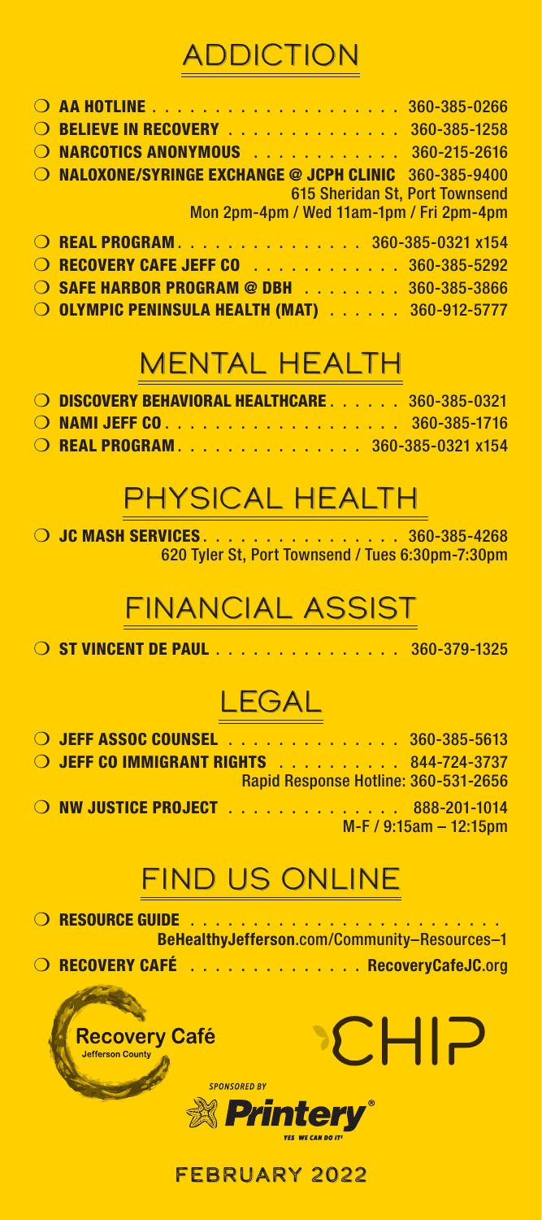# ADDICTION

- **AA HOTLINE** . . . . . . . . . . . . . . . . . . . . . 360-385-0266
- **BELIEVE IN RECOVERY** . . . . . . . . . . . . . . 360-385-1258
- **NARCOTICS ANONYMOUS** . . . . . . . . . . . . 360-215-2616
- **NALOXONE/SYRINGE EXCHANGE @ JCPH CLINIC** 360-385-9400
  615 Sheridan St, Port Townsend
  Mon 2pm-4pm / Wed 11am-1pm / Fri 2pm-4pm
- **REAL PROGRAM** . . . . . . . . . . . . . . . . 360-385-0321 x154
- **RECOVERY CAFE JEFF CO** . . . . . . . . . . . . 360-385-5292
- **SAFE HARBOR PROGRAM @ DBH** . . . . . . . . 360-385-3866
- **OLYMPIC PENINSULA HEALTH (MAT)** . . . . . . 360-912-5777

# MENTAL HEALTH

- **DISCOVERY BEHAVIORAL HEALTHCARE** . . . . . . 360-385-0321
- **NAMI JEFF CO** . . . . . . . . . . . . . . . . . . . . 360-385-1716
- **REAL PROGRAM** . . . . . . . . . . . . . . . . 360-385-0321 x154

# PHYSICAL HEALTH

- **JC MASH SERVICES** . . . . . . . . . . . . . . . . . 360-385-4268
  620 Tyler St, Port Townsend / Tues 6:30pm-7:30pm

# FINANCIAL ASSIST

- **ST VINCENT DE PAUL** . . . . . . . . . . . . . . . 360-379-1325

# LEGAL

- **JEFF ASSOC COUNSEL** . . . . . . . . . . . . . . 360-385-5613
- **JEFF CO IMMIGRANT RIGHTS** . . . . . . . . . . 844-724-3737
  Rapid Response Hotline: 360-531-2656
- **NW JUSTICE PROJECT** . . . . . . . . . . . . . . 888-201-1014
  M-F / 9:15am – 12:15pm

# FIND US ONLINE

- **RESOURCE GUIDE** . . . . . . . . . . . . . . . . . . . . . . . . . .
  BeHealthyJefferson.com/Community–Resources–1
- **RECOVERY CAFÉ** . . . . . . . . . . . . . . . RecoveryCafeJC.org

Recovery Café
Jefferson County

CHIP

SPONSORED BY
Printery®
YES WE CAN DO IT!

FEBRUARY 2022